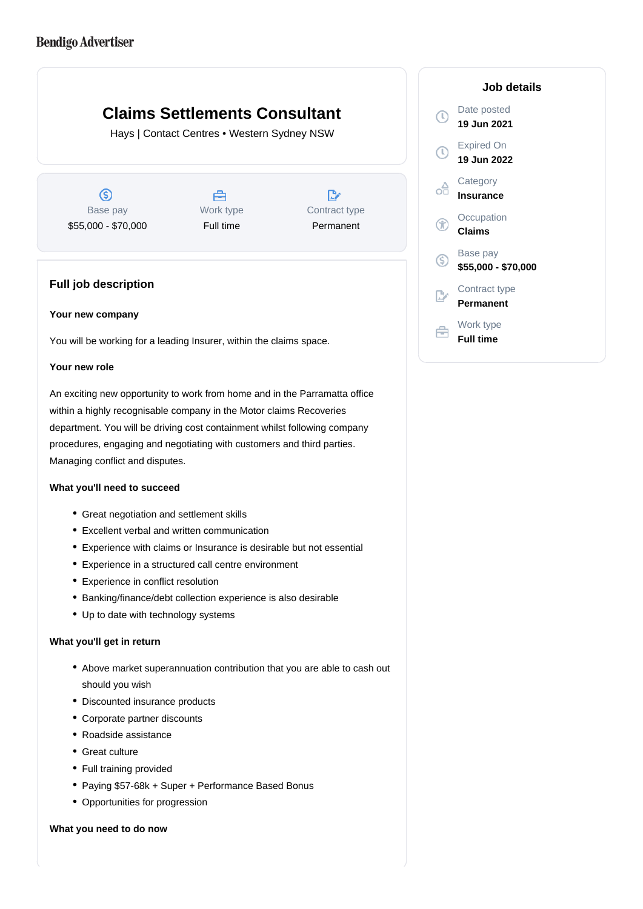Bendigo Advertiser

# Claims Settlements Consultant

Hays | Contact Centres • Western Sydney NSW

| Base pay | Work type | Contract type |
|---|---|---|
| $55,000 - $70,000 | Full time | Permanent |

## Job details

Date posted
**19 Jun 2021**

Expired On
**19 Jun 2022**

Category
**Insurance**

Occupation
**Claims**

Base pay
**$55,000 - $70,000**

Contract type
**Permanent**

Work type
**Full time**

## Full job description

**Your new company**

You will be working for a leading Insurer, within the claims space.

**Your new role**

An exciting new opportunity to work from home and in the Parramatta office within a highly recognisable company in the Motor claims Recoveries department. You will be driving cost containment whilst following company procedures, engaging and negotiating with customers and third parties. Managing conflict and disputes.

**What you'll need to succeed**

- Great negotiation and settlement skills
- Excellent verbal and written communication
- Experience with claims or Insurance is desirable but not essential
- Experience in a structured call centre environment
- Experience in conflict resolution
- Banking/finance/debt collection experience is also desirable
- Up to date with technology systems

**What you'll get in return**

- Above market superannuation contribution that you are able to cash out should you wish
- Discounted insurance products
- Corporate partner discounts
- Roadside assistance
- Great culture
- Full training provided
- Paying $57-68k + Super + Performance Based Bonus
- Opportunities for progression

**What you need to do now**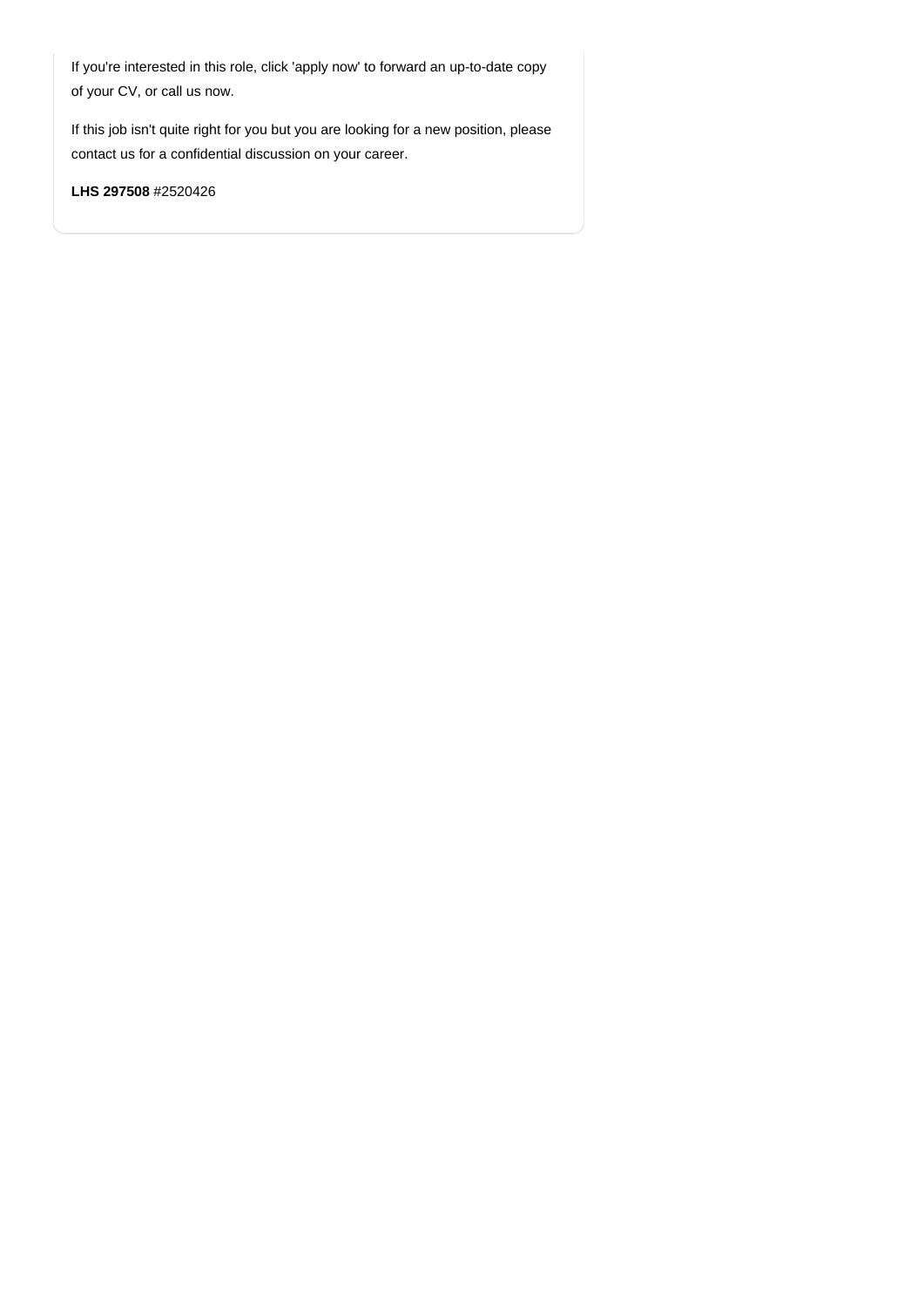If you're interested in this role, click 'apply now' to forward an up-to-date copy of your CV, or call us now.

If this job isn't quite right for you but you are looking for a new position, please contact us for a confidential discussion on your career.

**LHS 297508** #2520426